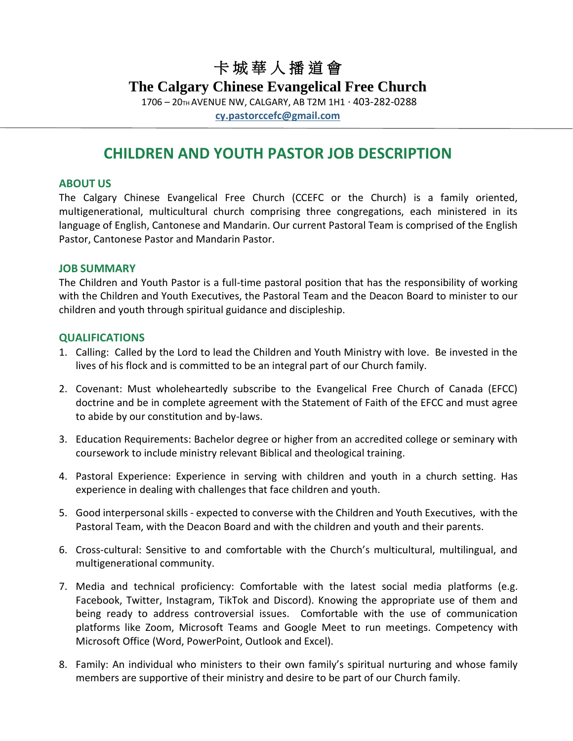# 卡城華人播道會

# The Calgary Chinese Evangelical Free Church

1706 – 20TH AVENUE NW, CALGARY, AB T2M 1H1 · 403-282-0288

**cy.pastorccefc@gmail.com**

## CHILDREN AND YOUTH PASTOR JOB DESCRIPTION

### ABOUT US

The Calgary Chinese Evangelical Free Church (CCEFC or the Church) is a family oriented, multigenerational, multicultural church comprising three congregations, each ministered in its language of English, Cantonese and Mandarin. Our current Pastoral Team is comprised of the English Pastor, Cantonese Pastor and Mandarin Pastor.

### JOB SUMMARY

The Children and Youth Pastor is a full-time pastoral position that has the responsibility of working with the Children and Youth Executives, the Pastoral Team and the Deacon Board to minister to our children and youth through spiritual guidance and discipleship.

### QUALIFICATIONS

1. Calling: Called by the Lord to lead the Children and Youth Ministry with love. Be invested in the lives of his flock and is committed to be an integral part of our Church family.

2. Covenant: Must wholeheartedly subscribe to the Evangelical Free Church of Canada (EFCC) doctrine and be in complete agreement with the Statement of Faith of the EFCC and must agree to abide by our constitution and by-laws.

3. Education Requirements: Bachelor degree or higher from an accredited college or seminary with coursework to include ministry relevant Biblical and theological training.

4. Pastoral Experience: Experience in serving with children and youth in a church setting. Has experience in dealing with challenges that face children and youth.

5. Good interpersonal skills - expected to converse with the Children and Youth Executives, with the Pastoral Team, with the Deacon Board and with the children and youth and their parents.

6. Cross-cultural: Sensitive to and comfortable with the Church's multicultural, multilingual, and multigenerational community.

7. Media and technical proficiency: Comfortable with the latest social media platforms (e.g. Facebook, Twitter, Instagram, TikTok and Discord). Knowing the appropriate use of them and being ready to address controversial issues. Comfortable with the use of communication platforms like Zoom, Microsoft Teams and Google Meet to run meetings. Competency with Microsoft Office (Word, PowerPoint, Outlook and Excel).

8. Family: An individual who ministers to their own family's spiritual nurturing and whose family members are supportive of their ministry and desire to be part of our Church family.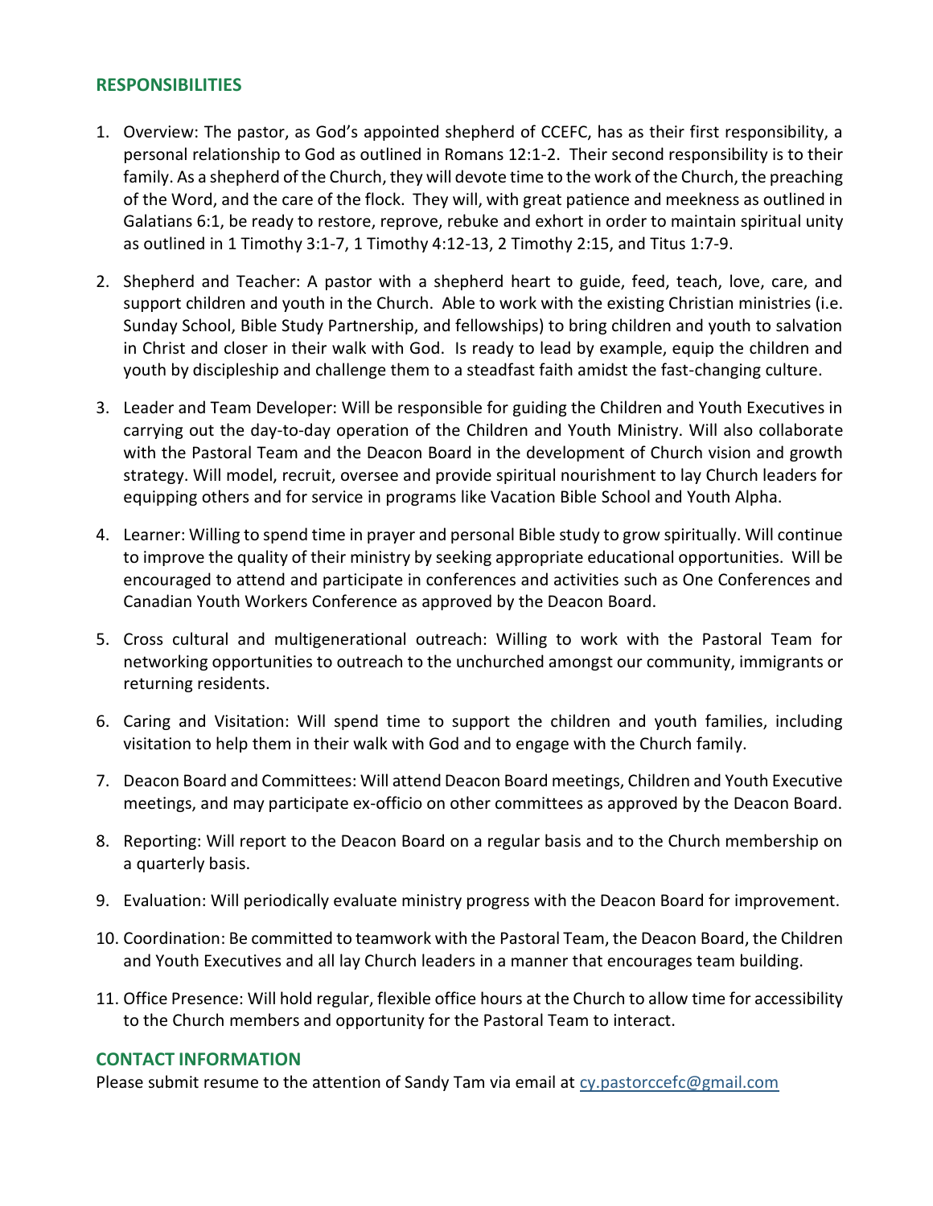## RESPONSIBILITIES

1. Overview: The pastor, as God's appointed shepherd of CCEFC, has as their first responsibility, a personal relationship to God as outlined in Romans 12:1-2. Their second responsibility is to their family. As a shepherd of the Church, they will devote time to the work of the Church, the preaching of the Word, and the care of the flock. They will, with great patience and meekness as outlined in Galatians 6:1, be ready to restore, reprove, rebuke and exhort in order to maintain spiritual unity as outlined in 1 Timothy 3:1-7, 1 Timothy 4:12-13, 2 Timothy 2:15, and Titus 1:7-9.

2. Shepherd and Teacher: A pastor with a shepherd heart to guide, feed, teach, love, care, and support children and youth in the Church. Able to work with the existing Christian ministries (i.e. Sunday School, Bible Study Partnership, and fellowships) to bring children and youth to salvation in Christ and closer in their walk with God. Is ready to lead by example, equip the children and youth by discipleship and challenge them to a steadfast faith amidst the fast-changing culture.

3. Leader and Team Developer: Will be responsible for guiding the Children and Youth Executives in carrying out the day-to-day operation of the Children and Youth Ministry. Will also collaborate with the Pastoral Team and the Deacon Board in the development of Church vision and growth strategy. Will model, recruit, oversee and provide spiritual nourishment to lay Church leaders for equipping others and for service in programs like Vacation Bible School and Youth Alpha.

4. Learner: Willing to spend time in prayer and personal Bible study to grow spiritually. Will continue to improve the quality of their ministry by seeking appropriate educational opportunities. Will be encouraged to attend and participate in conferences and activities such as One Conferences and Canadian Youth Workers Conference as approved by the Deacon Board.

5. Cross cultural and multigenerational outreach: Willing to work with the Pastoral Team for networking opportunities to outreach to the unchurched amongst our community, immigrants or returning residents.

6. Caring and Visitation: Will spend time to support the children and youth families, including visitation to help them in their walk with God and to engage with the Church family.

7. Deacon Board and Committees: Will attend Deacon Board meetings, Children and Youth Executive meetings, and may participate ex-officio on other committees as approved by the Deacon Board.

8. Reporting: Will report to the Deacon Board on a regular basis and to the Church membership on a quarterly basis.

9. Evaluation: Will periodically evaluate ministry progress with the Deacon Board for improvement.

10. Coordination: Be committed to teamwork with the Pastoral Team, the Deacon Board, the Children and Youth Executives and all lay Church leaders in a manner that encourages team building.

11. Office Presence: Will hold regular, flexible office hours at the Church to allow time for accessibility to the Church members and opportunity for the Pastoral Team to interact.

## CONTACT INFORMATION

Please submit resume to the attention of Sandy Tam via email at cy.pastorccefc@gmail.com